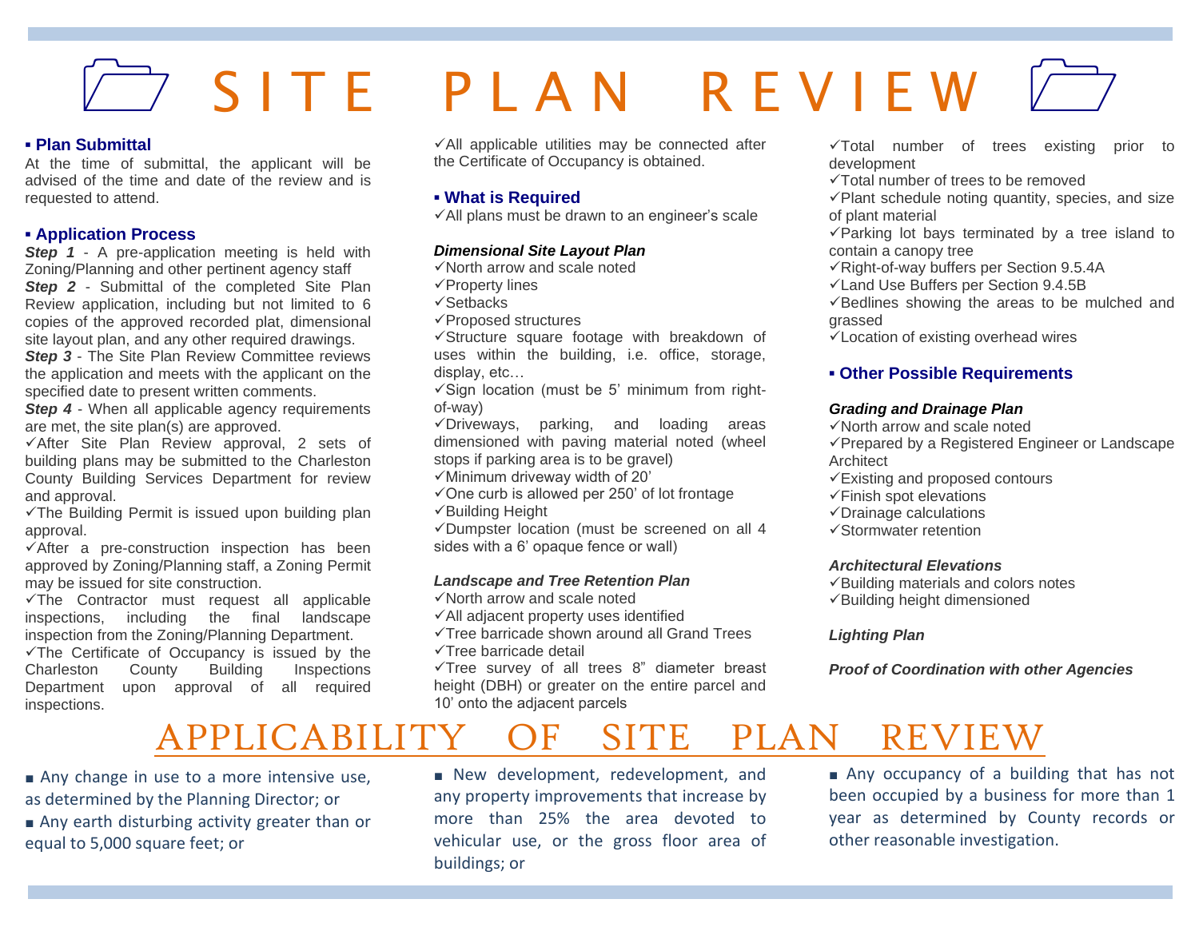# SITE PLAN REVIEW

## ▪ Plan Submittal

At the time of submittal, the applicant will be advised of the time and date of the review and is requested to attend.

## ▪ Application Process

***Step 1*** - A pre-application meeting is held with Zoning/Planning and other pertinent agency staff

***Step 2*** - Submittal of the completed Site Plan Review application, including but not limited to 6 copies of the approved recorded plat, dimensional site layout plan, and any other required drawings.

***Step 3*** - The Site Plan Review Committee reviews the application and meets with the applicant on the specified date to present written comments.

***Step 4*** - When all applicable agency requirements are met, the site plan(s) are approved.

✓After Site Plan Review approval, 2 sets of building plans may be submitted to the Charleston County Building Services Department for review and approval.

✓The Building Permit is issued upon building plan approval.

✓After a pre-construction inspection has been approved by Zoning/Planning staff, a Zoning Permit may be issued for site construction.

✓The Contractor must request all applicable inspections, including the final landscape inspection from the Zoning/Planning Department.

✓The Certificate of Occupancy is issued by the Charleston County Building Inspections Department upon approval of all required inspections.

✓All applicable utilities may be connected after the Certificate of Occupancy is obtained.

## ▪ What is Required

✓All plans must be drawn to an engineer's scale

***Dimensional Site Layout Plan***

✓North arrow and scale noted
✓Property lines
✓Setbacks
✓Proposed structures
✓Structure square footage with breakdown of uses within the building, i.e. office, storage, display, etc…
✓Sign location (must be 5' minimum from right-of-way)
✓Driveways, parking, and loading areas dimensioned with paving material noted (wheel stops if parking area is to be gravel)
✓Minimum driveway width of 20'
✓One curb is allowed per 250' of lot frontage
✓Building Height
✓Dumpster location (must be screened on all 4 sides with a 6' opaque fence or wall)

***Landscape and Tree Retention Plan***

✓North arrow and scale noted
✓All adjacent property uses identified
✓Tree barricade shown around all Grand Trees
✓Tree barricade detail
✓Tree survey of all trees 8" diameter breast height (DBH) or greater on the entire parcel and 10' onto the adjacent parcels
✓Total number of trees existing prior to development
✓Total number of trees to be removed
✓Plant schedule noting quantity, species, and size of plant material
✓Parking lot bays terminated by a tree island to contain a canopy tree
✓Right-of-way buffers per Section 9.5.4A
✓Land Use Buffers per Section 9.4.5B
✓Bedlines showing the areas to be mulched and grassed
✓Location of existing overhead wires

## ▪ Other Possible Requirements

***Grading and Drainage Plan***

✓North arrow and scale noted
✓Prepared by a Registered Engineer or Landscape Architect
✓Existing and proposed contours
✓Finish spot elevations
✓Drainage calculations
✓Stormwater retention

***Architectural Elevations***

✓Building materials and colors notes
✓Building height dimensioned

***Lighting Plan***

***Proof of Coordination with other Agencies***

# APPLICABILITY OF SITE PLAN REVIEW

▪ Any change in use to a more intensive use, as determined by the Planning Director; or

▪ Any earth disturbing activity greater than or equal to 5,000 square feet; or

▪ New development, redevelopment, and any property improvements that increase by more than 25% the area devoted to vehicular use, or the gross floor area of buildings; or

▪ Any occupancy of a building that has not been occupied by a business for more than 1 year as determined by County records or other reasonable investigation.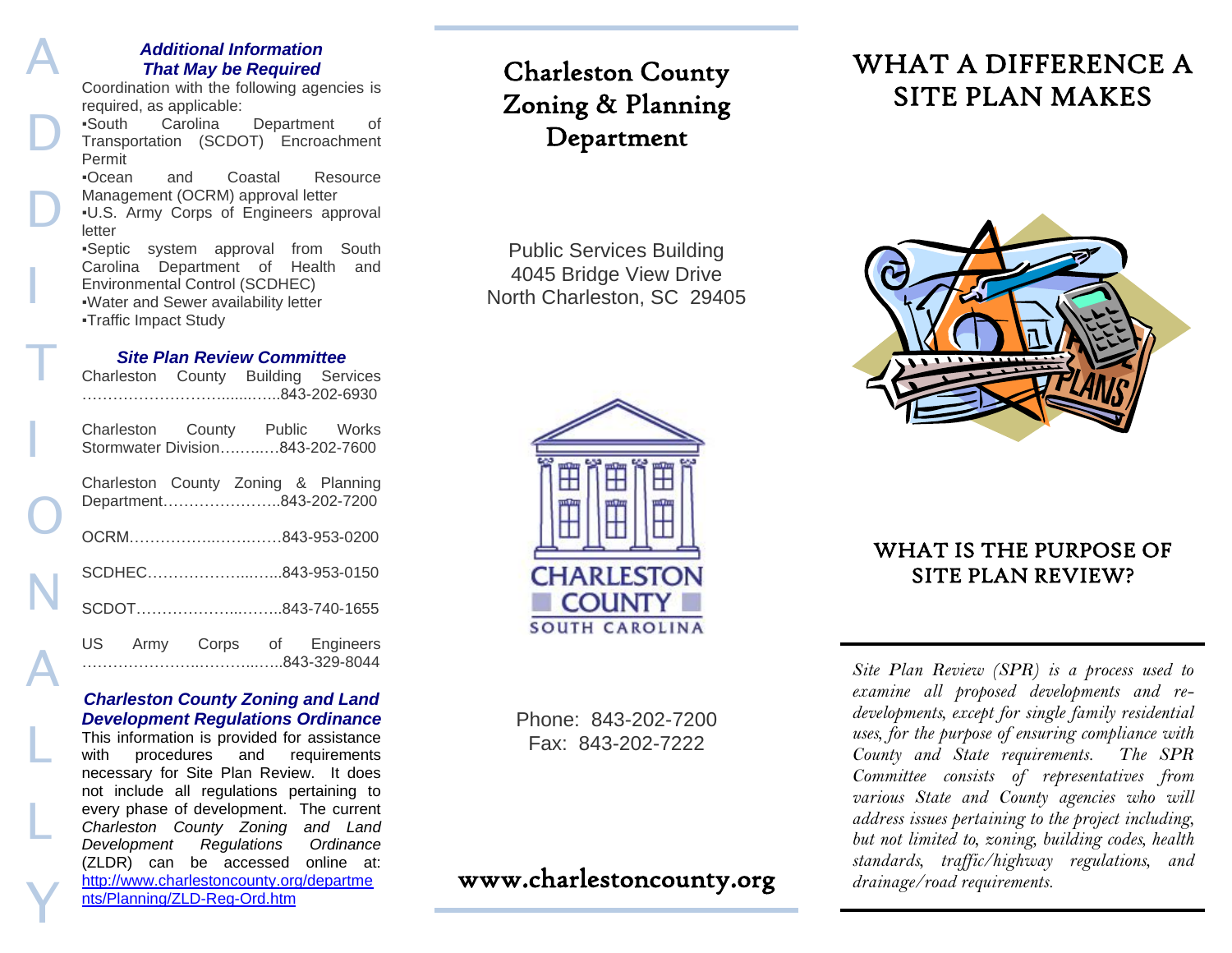ADDITIONALLY

### *Additional Information That May be Required*

Coordination with the following agencies is required, as applicable:

- South Carolina Department of Transportation (SCDOT) Encroachment Permit
- Ocean and Coastal Resource Management (OCRM) approval letter
- U.S. Army Corps of Engineers approval letter
- Septic system approval from South Carolina Department of Health and Environmental Control (SCDHEC)
- Water and Sewer availability letter
- Traffic Impact Study

### *Site Plan Review Committee*

Charleston County Building Services ……………………………..843-202-6930

Charleston County Public Works Stormwater Division……….843-202-7600

Charleston County Zoning & Planning Department…………………..843-202-7200

OCRM…………………………843-953-0200

SCDHEC……………………..843-953-0150

SCDOT………………………..843-740-1655

US Army Corps of Engineers ………………………………….843-329-8044

### *Charleston County Zoning and Land Development Regulations Ordinance*

This information is provided for assistance with procedures and requirements necessary for Site Plan Review. It does not include all regulations pertaining to every phase of development. The current *Charleston County Zoning and Land Development Regulations Ordinance* (ZLDR) can be accessed online at: http://www.charlestoncounty.org/departments/Planning/ZLD-Reg-Ord.htm

# Charleston County Zoning & Planning Department

Public Services Building
4045 Bridge View Drive
North Charleston, SC 29405

CHARLESTON COUNTY
SOUTH CAROLINA

Phone: 843-202-7200
Fax: 843-202-7222

www.charlestoncounty.org

# WHAT A DIFFERENCE A SITE PLAN MAKES

PLANS

## WHAT IS THE PURPOSE OF SITE PLAN REVIEW?

*Site Plan Review (SPR) is a process used to examine all proposed developments and re-developments, except for single family residential uses, for the purpose of ensuring compliance with County and State requirements. The SPR Committee consists of representatives from various State and County agencies who will address issues pertaining to the project including, but not limited to, zoning, building codes, health standards, traffic/highway regulations, and drainage/road requirements.*